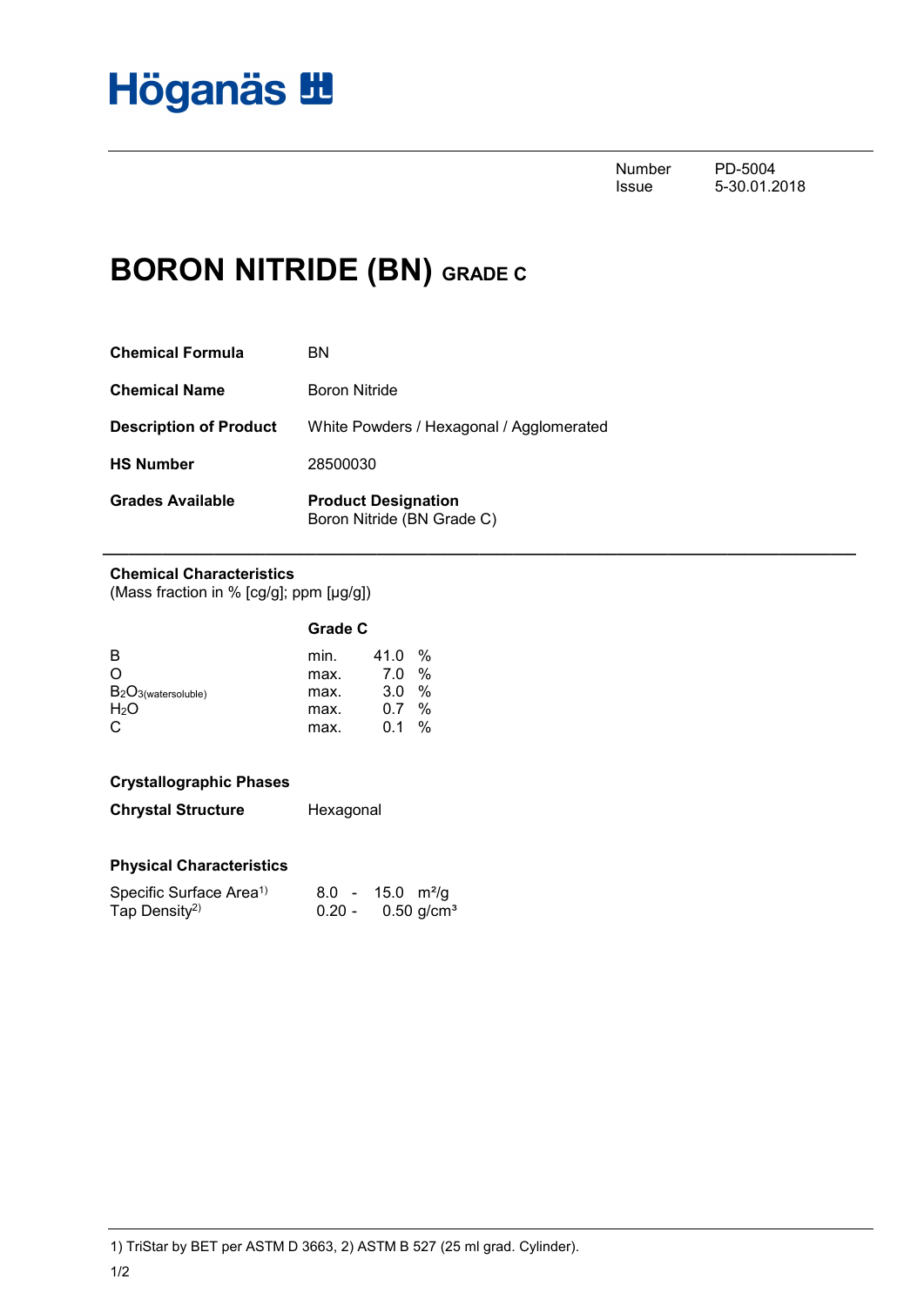Höganäs

| | |
|---|---|
| Number | PD-5004 |
| Issue | 5-30.01.2018 |

# BORON NITRIDE (BN) GRADE C

| | |
|---|---|
| **Chemical Formula** | BN |
| **Chemical Name** | Boron Nitride |
| **Description of Product** | White Powders / Hexagonal / Agglomerated |
| **HS Number** | 28500030 |
| **Grades Available** | **Product Designation**<br>Boron Nitride (BN Grade C) |

## Chemical Characteristics

(Mass fraction in % [cg/g]; ppm [µg/g])

| | **Grade C** | | |
|---|---|---|---|
| B | min. | 41.0 | % |
| O | max. | 7.0 | % |
| $B_2O_{3(watersoluble)}$ | max. | 3.0 | % |
| $H_2O$ | max. | 0.7 | % |
| C | max. | 0.1 | % |

## Crystallographic Phases

| | |
|---|---|
| **Chrystal Structure** | Hexagonal |

## Physical Characteristics

| | |
|---|---|
| Specific Surface Area[1)] | 8.0 - 15.0 $m^2/g$ |
| Tap Density[2)] | 0.20 - 0.50 $g/cm^3$ |

1) TriStar by BET per ASTM D 3663, 2) ASTM B 527 (25 ml grad. Cylinder).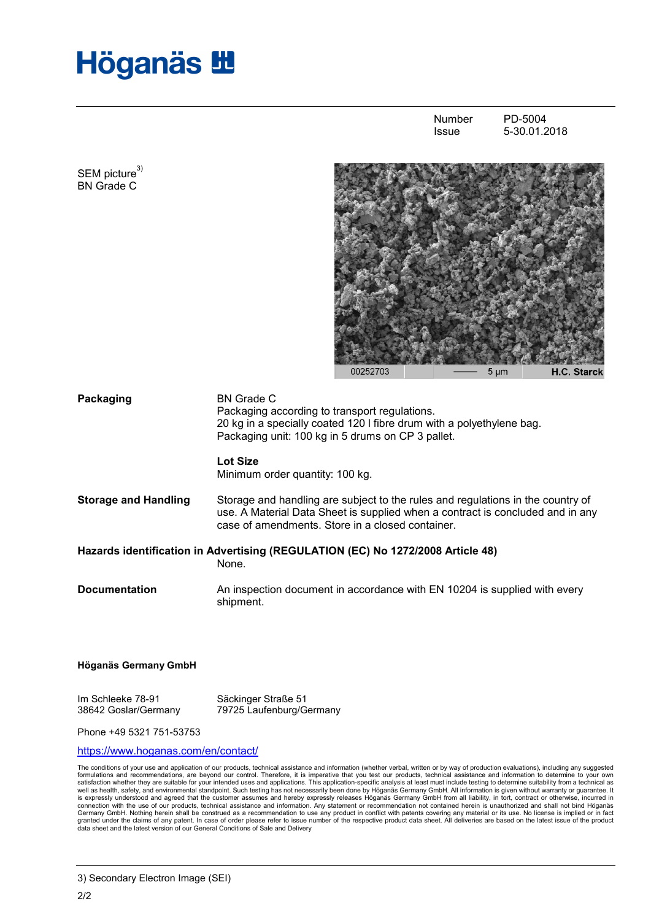| | |
|---|---|
| Number | PD-5004 |
| Issue | 5-30.01.2018 |

SEM picture[3]
BN Grade C

00252703 5 µm H.C. Starck

**Packaging**

BN Grade C
Packaging according to transport regulations.
20 kg in a specially coated 120 l fibre drum with a polyethylene bag.
Packaging unit: 100 kg in 5 drums on CP 3 pallet.

**Lot Size**
Minimum order quantity: 100 kg.

**Storage and Handling**

Storage and handling are subject to the rules and regulations in the country of use. A Material Data Sheet is supplied when a contract is concluded and in any case of amendments. Store in a closed container.

**Hazards identification in Advertising (REGULATION (EC) No 1272/2008 Article 48)**

None.

**Documentation**

An inspection document in accordance with EN 10204 is supplied with every shipment.

**Höganäs Germany GmbH**

Im Schleeke 78-91
38642 Goslar/Germany

Säckinger Straße 51
79725 Laufenburg/Germany

Phone +49 5321 751-53753

https://www.hoganas.com/en/contact/

The conditions of your use and application of our products, technical assistance and information (whether verbal, written or by way of production evaluations), including any suggested formulations and recommendations, are beyond our control. Therefore, it is imperative that you test our products, technical assistance and information to determine to your own satisfaction whether they are suitable for your intended uses and applications. This application-specific analysis at least must include testing to determine suitability from a technical as well as health, safety, and environmental standpoint. Such testing has not necessarily been done by Höganäs Germany GmbH. All information is given without warranty or guarantee. It is expressly understood and agreed that the customer assumes and hereby expressly releases Höganäs Germany GmbH from all liability, in tort, contract or otherwise, incurred in connection with the use of our products, technical assistance and information. Any statement or recommendation not contained herein is unauthorized and shall not bind Höganäs Germany GmbH. Nothing herein shall be construed as a recommendation to use any product in conflict with patents covering any material or its use. No license is implied or in fact granted under the claims of any patent. In case of order please refer to issue number of the respective product data sheet. All deliveries are based on the latest issue of the product data sheet and the latest version of our General Conditions of Sale and Delivery

3) Secondary Electron Image (SEI)